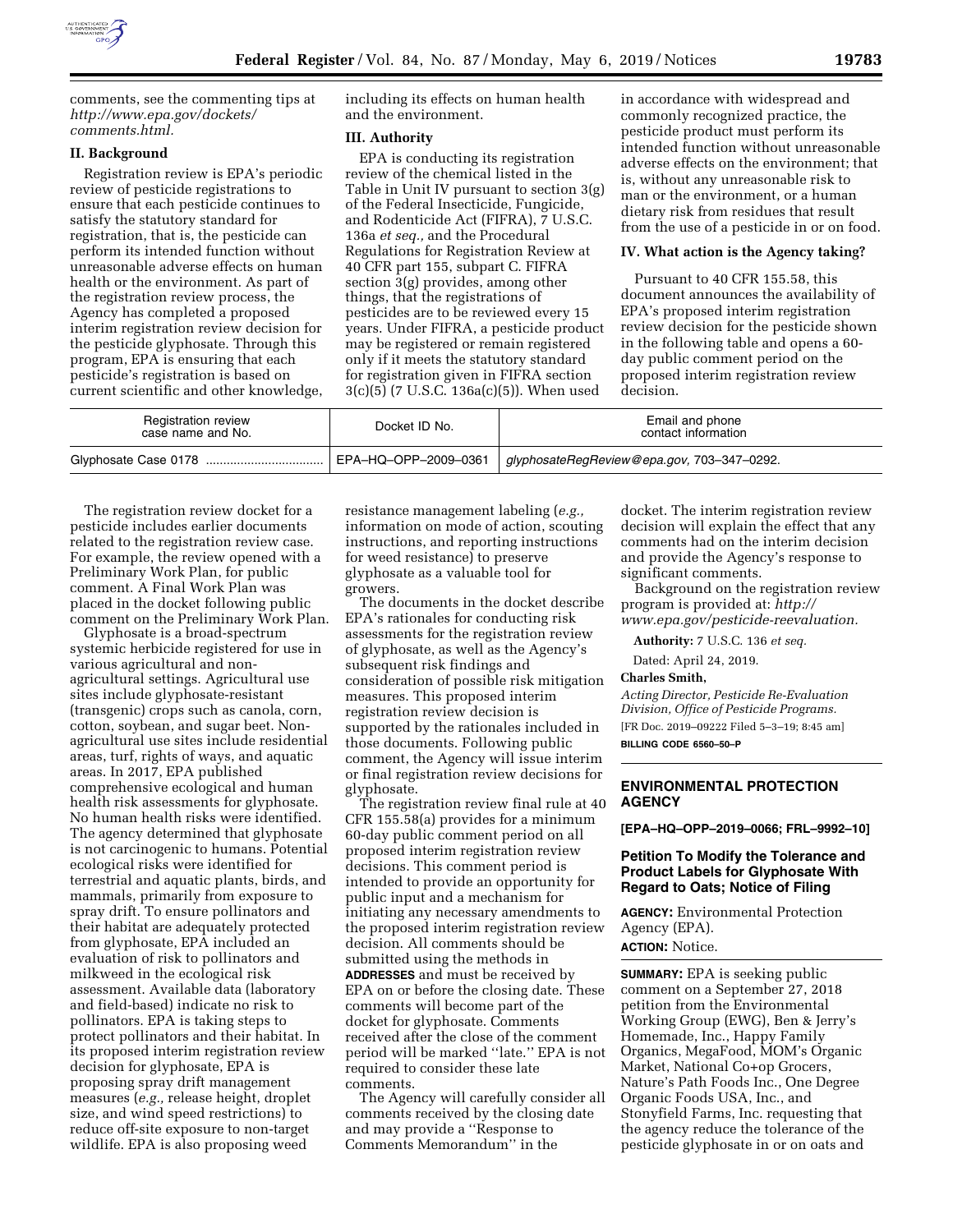comments, see the commenting tips at *http://www.epa.gov/dockets/comments.html.*

## II. Background

Registration review is EPA's periodic review of pesticide registrations to ensure that each pesticide continues to satisfy the statutory standard for registration, that is, the pesticide can perform its intended function without unreasonable adverse effects on human health or the environment. As part of the registration review process, the Agency has completed a proposed interim registration review decision for the pesticide glyphosate. Through this program, EPA is ensuring that each pesticide's registration is based on current scientific and other knowledge, including its effects on human health and the environment.

## III. Authority

EPA is conducting its registration review of the chemical listed in the Table in Unit IV pursuant to section 3(g) of the Federal Insecticide, Fungicide, and Rodenticide Act (FIFRA), 7 U.S.C. 136a *et seq.,* and the Procedural Regulations for Registration Review at 40 CFR part 155, subpart C. FIFRA section 3(g) provides, among other things, that the registrations of pesticides are to be reviewed every 15 years. Under FIFRA, a pesticide product may be registered or remain registered only if it meets the statutory standard for registration given in FIFRA section 3(c)(5) (7 U.S.C. 136a(c)(5)). When used in accordance with widespread and commonly recognized practice, the pesticide product must perform its intended function without unreasonable adverse effects on the environment; that is, without any unreasonable risk to man or the environment, or a human dietary risk from residues that result from the use of a pesticide in or on food.

## IV. What action is the Agency taking?

Pursuant to 40 CFR 155.58, this document announces the availability of EPA's proposed interim registration review decision for the pesticide shown in the following table and opens a 60-day public comment period on the proposed interim registration review decision.

| Registration review case name and No. | Docket ID No. | Email and phone contact information |
|---|---|---|
| Glyphosate Case 0178 | EPA–HQ–OPP–2009–0361 | *glyphosateRegReview@epa.gov,* 703–347–0292. |

The registration review docket for a pesticide includes earlier documents related to the registration review case. For example, the review opened with a Preliminary Work Plan, for public comment. A Final Work Plan was placed in the docket following public comment on the Preliminary Work Plan.

Glyphosate is a broad-spectrum systemic herbicide registered for use in various agricultural and non-agricultural settings. Agricultural use sites include glyphosate-resistant (transgenic) crops such as canola, corn, cotton, soybean, and sugar beet. Non-agricultural use sites include residential areas, turf, rights of ways, and aquatic areas. In 2017, EPA published comprehensive ecological and human health risk assessments for glyphosate. No human health risks were identified. The agency determined that glyphosate is not carcinogenic to humans. Potential ecological risks were identified for terrestrial and aquatic plants, birds, and mammals, primarily from exposure to spray drift. To ensure pollinators and their habitat are adequately protected from glyphosate, EPA included an evaluation of risk to pollinators and milkweed in the ecological risk assessment. Available data (laboratory and field-based) indicate no risk to pollinators. EPA is taking steps to protect pollinators and their habitat. In its proposed interim registration review decision for glyphosate, EPA is proposing spray drift management measures (*e.g.,* release height, droplet size, and wind speed restrictions) to reduce off-site exposure to non-target wildlife. EPA is also proposing weed resistance management labeling (*e.g.,* information on mode of action, scouting instructions, and reporting instructions for weed resistance) to preserve glyphosate as a valuable tool for growers.

The documents in the docket describe EPA's rationales for conducting risk assessments for the registration review of glyphosate, as well as the Agency's subsequent risk findings and consideration of possible risk mitigation measures. This proposed interim registration review decision is supported by the rationales included in those documents. Following public comment, the Agency will issue interim or final registration review decisions for glyphosate.

The registration review final rule at 40 CFR 155.58(a) provides for a minimum 60-day public comment period on all proposed interim registration review decisions. This comment period is intended to provide an opportunity for public input and a mechanism for initiating any necessary amendments to the proposed interim registration review decision. All comments should be submitted using the methods in **ADDRESSES** and must be received by EPA on or before the closing date. These comments will become part of the docket for glyphosate. Comments received after the close of the comment period will be marked ''late.'' EPA is not required to consider these late comments.

The Agency will carefully consider all comments received by the closing date and may provide a ''Response to Comments Memorandum'' in the docket. The interim registration review decision will explain the effect that any comments had on the interim decision and provide the Agency's response to significant comments.

Background on the registration review program is provided at: *http://www.epa.gov/pesticide-reevaluation.*

**Authority:** 7 U.S.C. 136 *et seq.*

Dated: April 24, 2019.

**Charles Smith,**

*Acting Director, Pesticide Re-Evaluation Division, Office of Pesticide Programs.*

[FR Doc. 2019–09222 Filed 5–3–19; 8:45 am]

**BILLING CODE 6560–50–P**

---

## ENVIRONMENTAL PROTECTION AGENCY

**[EPA–HQ–OPP–2019–0066; FRL–9992–10]**

## Petition To Modify the Tolerance and Product Labels for Glyphosate With Regard to Oats; Notice of Filing

**AGENCY:** Environmental Protection Agency (EPA).

**ACTION:** Notice.

**SUMMARY:** EPA is seeking public comment on a September 27, 2018 petition from the Environmental Working Group (EWG), Ben & Jerry's Homemade, Inc., Happy Family Organics, MegaFood, MOM's Organic Market, National Co+op Grocers, Nature's Path Foods Inc., One Degree Organic Foods USA, Inc., and Stonyfield Farms, Inc. requesting that the agency reduce the tolerance of the pesticide glyphosate in or on oats and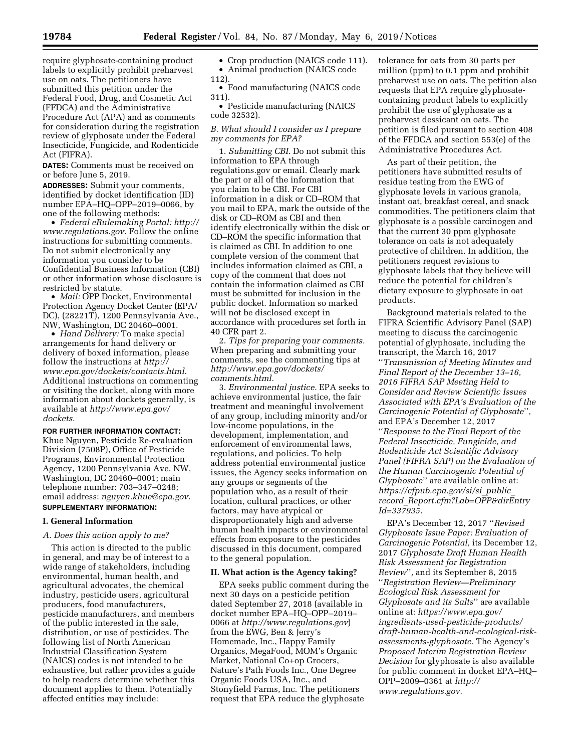require glyphosate-containing product labels to explicitly prohibit preharvest use on oats. The petitioners have submitted this petition under the Federal Food, Drug, and Cosmetic Act (FFDCA) and the Administrative Procedure Act (APA) and as comments for consideration during the registration review of glyphosate under the Federal Insecticide, Fungicide, and Rodenticide Act (FIFRA).

**DATES:** Comments must be received on or before June 5, 2019.

**ADDRESSES:** Submit your comments, identified by docket identification (ID) number EPA–HQ–OPP–2019–0066, by one of the following methods:

- *Federal eRulemaking Portal: http://www.regulations.gov.* Follow the online instructions for submitting comments. Do not submit electronically any information you consider to be Confidential Business Information (CBI) or other information whose disclosure is restricted by statute.
- *Mail:* OPP Docket, Environmental Protection Agency Docket Center (EPA/DC), (28221T), 1200 Pennsylvania Ave., NW, Washington, DC 20460–0001.
- *Hand Delivery:* To make special arrangements for hand delivery or delivery of boxed information, please follow the instructions at *http://www.epa.gov/dockets/contacts.html.* Additional instructions on commenting or visiting the docket, along with more information about dockets generally, is available at *http://www.epa.gov/dockets.*

**FOR FURTHER INFORMATION CONTACT:** Khue Nguyen, Pesticide Re-evaluation Division (7508P), Office of Pesticide Programs, Environmental Protection Agency, 1200 Pennsylvania Ave. NW, Washington, DC 20460–0001; main telephone number: 703–347–0248; email address: *nguyen.khue@epa.gov.*

**SUPPLEMENTARY INFORMATION:**

## I. General Information

### *A. Does this action apply to me?*

This action is directed to the public in general, and may be of interest to a wide range of stakeholders, including environmental, human health, and agricultural advocates, the chemical industry, pesticide users, agricultural producers, food manufacturers, pesticide manufacturers, and members of the public interested in the sale, distribution, or use of pesticides. The following list of North American Industrial Classification System (NAICS) codes is not intended to be exhaustive, but rather provides a guide to help readers determine whether this document applies to them. Potentially affected entities may include:

- Crop production (NAICS code 111).
- Animal production (NAICS code 112).
- Food manufacturing (NAICS code 311).
- Pesticide manufacturing (NAICS code 32532).

### *B. What should I consider as I prepare my comments for EPA?*

1. *Submitting CBI.* Do not submit this information to EPA through regulations.gov or email. Clearly mark the part or all of the information that you claim to be CBI. For CBI information in a disk or CD–ROM that you mail to EPA, mark the outside of the disk or CD–ROM as CBI and then identify electronically within the disk or CD–ROM the specific information that is claimed as CBI. In addition to one complete version of the comment that includes information claimed as CBI, a copy of the comment that does not contain the information claimed as CBI must be submitted for inclusion in the public docket. Information so marked will not be disclosed except in accordance with procedures set forth in 40 CFR part 2.

2. *Tips for preparing your comments.* When preparing and submitting your comments, see the commenting tips at *http://www.epa.gov/dockets/comments.html.*

3. *Environmental justice.* EPA seeks to achieve environmental justice, the fair treatment and meaningful involvement of any group, including minority and/or low-income populations, in the development, implementation, and enforcement of environmental laws, regulations, and policies. To help address potential environmental justice issues, the Agency seeks information on any groups or segments of the population who, as a result of their location, cultural practices, or other factors, may have atypical or disproportionately high and adverse human health impacts or environmental effects from exposure to the pesticides discussed in this document, compared to the general population.

## II. What action is the Agency taking?

EPA seeks public comment during the next 30 days on a pesticide petition dated September 27, 2018 (available in docket number EPA–HQ–OPP–2019–0066 at *http://www.regulations.gov*) from the EWG, Ben & Jerry's Homemade, Inc., Happy Family Organics, MegaFood, MOM's Organic Market, National Co+op Grocers, Nature's Path Foods Inc., One Degree Organic Foods USA, Inc., and Stonyfield Farms, Inc. The petitioners request that EPA reduce the glyphosate tolerance for oats from 30 parts per million (ppm) to 0.1 ppm and prohibit preharvest use on oats. The petition also requests that EPA require glyphosate-containing product labels to explicitly prohibit the use of glyphosate as a preharvest dessicant on oats. The petition is filed pursuant to section 408 of the FFDCA and section 553(e) of the Administrative Procedures Act.

As part of their petition, the petitioners have submitted results of residue testing from the EWG of glyphosate levels in various granola, instant oat, breakfast cereal, and snack commodities. The petitioners claim that glyphosate is a possible carcinogen and that the current 30 ppm glyphosate tolerance on oats is not adequately protective of children. In addition, the petitioners request revisions to glyphosate labels that they believe will reduce the potential for children's dietary exposure to glyphosate in oat products.

Background materials related to the FIFRA Scientific Advisory Panel (SAP) meeting to discuss the carcinogenic potential of glyphosate, including the transcript, the March 16, 2017 ''*Transmission of Meeting Minutes and Final Report of the December 13–16, 2016 FIFRA SAP Meeting Held to Consider and Review Scientific Issues Associated with EPA's Evaluation of the Carcinogenic Potential of Glyphosate*'', and EPA's December 12, 2017 ''*Response to the Final Report of the Federal Insecticide, Fungicide, and Rodenticide Act Scientific Advisory Panel (FIFRA SAP) on the Evaluation of the Human Carcinogenic Potential of Glyphosate*'' are available online at: *https://cfpub.epa.gov/si/si_public_record_Report.cfm?Lab=OPP&dirEntryId=337935.*

EPA's December 12, 2017 ''*Revised Glyphosate Issue Paper: Evaluation of Carcinogenic Potential,* its December 12, 2017 *Glyphosate Draft Human Health Risk Assessment for Registration Review*'', and its September 8, 2015 ''*Registration Review—Preliminary Ecological Risk Assessment for Glyphosate and its Salts*'' are available online at: *https://www.epa.gov/ingredients-used-pesticide-products/draft-human-health-and-ecological-risk-assessments-glyphosate.* The Agency's *Proposed Interim Registration Review Decision* for glyphosate is also available for public comment in docket EPA–HQ–OPP–2009–0361 at *http://www.regulations.gov.*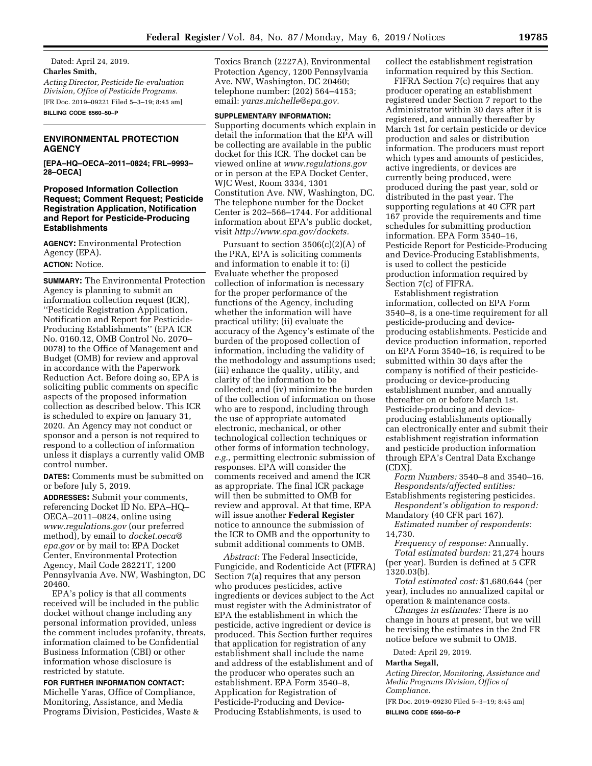Dated: April 24, 2019.

**Charles Smith,**

*Acting Director, Pesticide Re-evaluation Division, Office of Pesticide Programs.*

[FR Doc. 2019–09221 Filed 5–3–19; 8:45 am]

**BILLING CODE 6560–50–P**

## ENVIRONMENTAL PROTECTION AGENCY

**[EPA–HQ–OECA–2011–0824; FRL–9993–28–OECA]**

### Proposed Information Collection Request; Comment Request; Pesticide Registration Application, Notification and Report for Pesticide-Producing Establishments

**AGENCY:** Environmental Protection Agency (EPA).

**ACTION:** Notice.

**SUMMARY:** The Environmental Protection Agency is planning to submit an information collection request (ICR), ''Pesticide Registration Application, Notification and Report for Pesticide-Producing Establishments'' (EPA ICR No. 0160.12, OMB Control No. 2070–0078) to the Office of Management and Budget (OMB) for review and approval in accordance with the Paperwork Reduction Act. Before doing so, EPA is soliciting public comments on specific aspects of the proposed information collection as described below. This ICR is scheduled to expire on January 31, 2020. An Agency may not conduct or sponsor and a person is not required to respond to a collection of information unless it displays a currently valid OMB control number.

**DATES:** Comments must be submitted on or before July 5, 2019.

**ADDRESSES:** Submit your comments, referencing Docket ID No. EPA–HQ–OECA–2011–0824, online using *www.regulations.gov* (our preferred method), by email to *docket.oeca@epa.gov* or by mail to: EPA Docket Center, Environmental Protection Agency, Mail Code 28221T, 1200 Pennsylvania Ave. NW, Washington, DC 20460.

EPA's policy is that all comments received will be included in the public docket without change including any personal information provided, unless the comment includes profanity, threats, information claimed to be Confidential Business Information (CBI) or other information whose disclosure is restricted by statute.

**FOR FURTHER INFORMATION CONTACT:** Michelle Yaras, Office of Compliance, Monitoring, Assistance, and Media Programs Division, Pesticides, Waste & Toxics Branch (2227A), Environmental Protection Agency, 1200 Pennsylvania Ave. NW, Washington, DC 20460; telephone number: (202) 564–4153; email: *yaras.michelle@epa.gov.*

**SUPPLEMENTARY INFORMATION:** Supporting documents which explain in detail the information that the EPA will be collecting are available in the public docket for this ICR. The docket can be viewed online at *www.regulations.gov* or in person at the EPA Docket Center, WJC West, Room 3334, 1301 Constitution Ave. NW, Washington, DC. The telephone number for the Docket Center is 202–566–1744. For additional information about EPA's public docket, visit *http://www.epa.gov/dockets.*

Pursuant to section 3506(c)(2)(A) of the PRA, EPA is soliciting comments and information to enable it to: (i) Evaluate whether the proposed collection of information is necessary for the proper performance of the functions of the Agency, including whether the information will have practical utility; (ii) evaluate the accuracy of the Agency's estimate of the burden of the proposed collection of information, including the validity of the methodology and assumptions used; (iii) enhance the quality, utility, and clarity of the information to be collected; and (iv) minimize the burden of the collection of information on those who are to respond, including through the use of appropriate automated electronic, mechanical, or other technological collection techniques or other forms of information technology, *e.g.,* permitting electronic submission of responses. EPA will consider the comments received and amend the ICR as appropriate. The final ICR package will then be submitted to OMB for review and approval. At that time, EPA will issue another **Federal Register** notice to announce the submission of the ICR to OMB and the opportunity to submit additional comments to OMB.

*Abstract:* The Federal Insecticide, Fungicide, and Rodenticide Act (FIFRA) Section 7(a) requires that any person who produces pesticides, active ingredients or devices subject to the Act must register with the Administrator of EPA the establishment in which the pesticide, active ingredient or device is produced. This Section further requires that application for registration of any establishment shall include the name and address of the establishment and of the producer who operates such an establishment. EPA Form 3540–8, Application for Registration of Pesticide-Producing and Device-Producing Establishments, is used to collect the establishment registration information required by this Section.

FIFRA Section 7(c) requires that any producer operating an establishment registered under Section 7 report to the Administrator within 30 days after it is registered, and annually thereafter by March 1st for certain pesticide or device production and sales or distribution information. The producers must report which types and amounts of pesticides, active ingredients, or devices are currently being produced, were produced during the past year, sold or distributed in the past year. The supporting regulations at 40 CFR part 167 provide the requirements and time schedules for submitting production information. EPA Form 3540–16, Pesticide Report for Pesticide-Producing and Device-Producing Establishments, is used to collect the pesticide production information required by Section 7(c) of FIFRA.

Establishment registration information, collected on EPA Form 3540–8, is a one-time requirement for all pesticide-producing and device-producing establishments. Pesticide and device production information, reported on EPA Form 3540–16, is required to be submitted within 30 days after the company is notified of their pesticide-producing or device-producing establishment number, and annually thereafter on or before March 1st. Pesticide-producing and device-producing establishments optionally can electronically enter and submit their establishment registration information and pesticide production information through EPA's Central Data Exchange (CDX).

*Form Numbers:* 3540–8 and 3540–16.

*Respondents/affected entities:* Establishments registering pesticides.

*Respondent's obligation to respond:* Mandatory (40 CFR part 167).

*Estimated number of respondents:* 14,730.

*Frequency of response:* Annually.

*Total estimated burden:* 21,274 hours (per year). Burden is defined at 5 CFR 1320.03(b).

*Total estimated cost:* $1,680,644 (per year), includes no annualized capital or operation & maintenance costs.

*Changes in estimates:* There is no change in hours at present, but we will be revising the estimates in the 2nd FR notice before we submit to OMB.

Dated: April 29, 2019.

**Martha Segall,**

*Acting Director, Monitoring, Assistance and Media Programs Division, Office of Compliance.*

[FR Doc. 2019–09230 Filed 5–3–19; 8:45 am]

**BILLING CODE 6560–50–P**